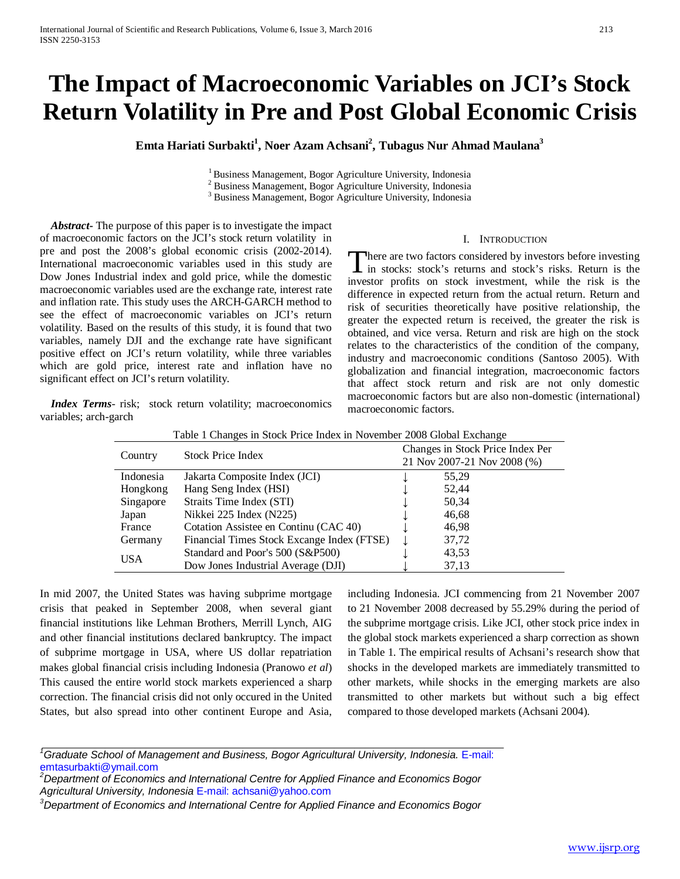# The Impact of Macroeconomic Variables on JCI's Stock Return Volatility in Pre and Post Global Economic Crisis

**Emta Hariati Surbakti[1], Noer Azam Achsani[2], Tubagus Nur Ahmad Maulana[3]**

[1] Business Management, Bogor Agriculture University, Indonesia
[2] Business Management, Bogor Agriculture University, Indonesia
[3] Business Management, Bogor Agriculture University, Indonesia

***Abstract***- The purpose of this paper is to investigate the impact of macroeconomic factors on the JCI's stock return volatility in pre and post the 2008's global economic crisis (2002-2014). International macroeconomic variables used in this study are Dow Jones Industrial index and gold price, while the domestic macroeconomic variables used are the exchange rate, interest rate and inflation rate. This study uses the ARCH-GARCH method to see the effect of macroeconomic variables on JCI's return volatility. Based on the results of this study, it is found that two variables, namely DJI and the exchange rate have significant positive effect on JCI's return volatility, while three variables which are gold price, interest rate and inflation have no significant effect on JCI's return volatility.

***Index Terms***- risk; stock return volatility; macroeconomics variables; arch-garch

## I. Introduction

There are two factors considered by investors before investing in stocks: stock's returns and stock's risks. Return is the investor profits on stock investment, while the risk is the difference in expected return from the actual return. Return and risk of securities theoretically have positive relationship, the greater the expected return is received, the greater the risk is obtained, and vice versa. Return and risk are high on the stock relates to the characteristics of the condition of the company, industry and macroeconomic conditions (Santoso 2005). With globalization and financial integration, macroeconomic factors that affect stock return and risk are not only domestic macroeconomic factors but are also non-domestic (international) macroeconomic factors.

Table 1 Changes in Stock Price Index in November 2008 Global Exchange

| Country | Stock Price Index | Changes in Stock Price Index Per 21 Nov 2007-21 Nov 2008 (%) |
|---|---|---|
| Indonesia | Jakarta Composite Index (JCI) | ↓ 55,29 |
| Hongkong | Hang Seng Index (HSI) | ↓ 52,44 |
| Singapore | Straits Time Index (STI) | ↓ 50,34 |
| Japan | Nikkei 225 Index (N225) | ↓ 46,68 |
| France | Cotation Assistee en Continu (CAC 40) | ↓ 46,98 |
| Germany | Financial Times Stock Excange Index (FTSE) | ↓ 37,72 |
| USA | Standard and Poor's 500 (S&P500) | ↓ 43,53 |
| | Dow Jones Industrial Average (DJI) | ↓ 37,13 |

In mid 2007, the United States was having subprime mortgage crisis that peaked in September 2008, when several giant financial institutions like Lehman Brothers, Merrill Lynch, AIG and other financial institutions declared bankruptcy. The impact of subprime mortgage in USA, where US dollar repatriation makes global financial crisis including Indonesia (Pranowo *et al*) This caused the entire world stock markets experienced a sharp correction. The financial crisis did not only occured in the United States, but also spread into other continent Europe and Asia, including Indonesia. JCI commencing from 21 November 2007 to 21 November 2008 decreased by 55.29% during the period of the subprime mortgage crisis. Like JCI, other stock price index in the global stock markets experienced a sharp correction as shown in Table 1. The empirical results of Achsani's research show that shocks in the developed markets are immediately transmitted to other markets, while shocks in the emerging markets are also transmitted to other markets but without such a big effect compared to those developed markets (Achsani 2004).

---

[1]*Graduate School of Management and Business, Bogor Agricultural University, Indonesia.* E-mail: emtasurbakti@ymail.com

[2]*Department of Economics and International Centre for Applied Finance and Economics Bogor Agricultural University, Indonesia* E-mail: achsani@yahoo.com

[3]*Department of Economics and International Centre for Applied Finance and Economics Bogor*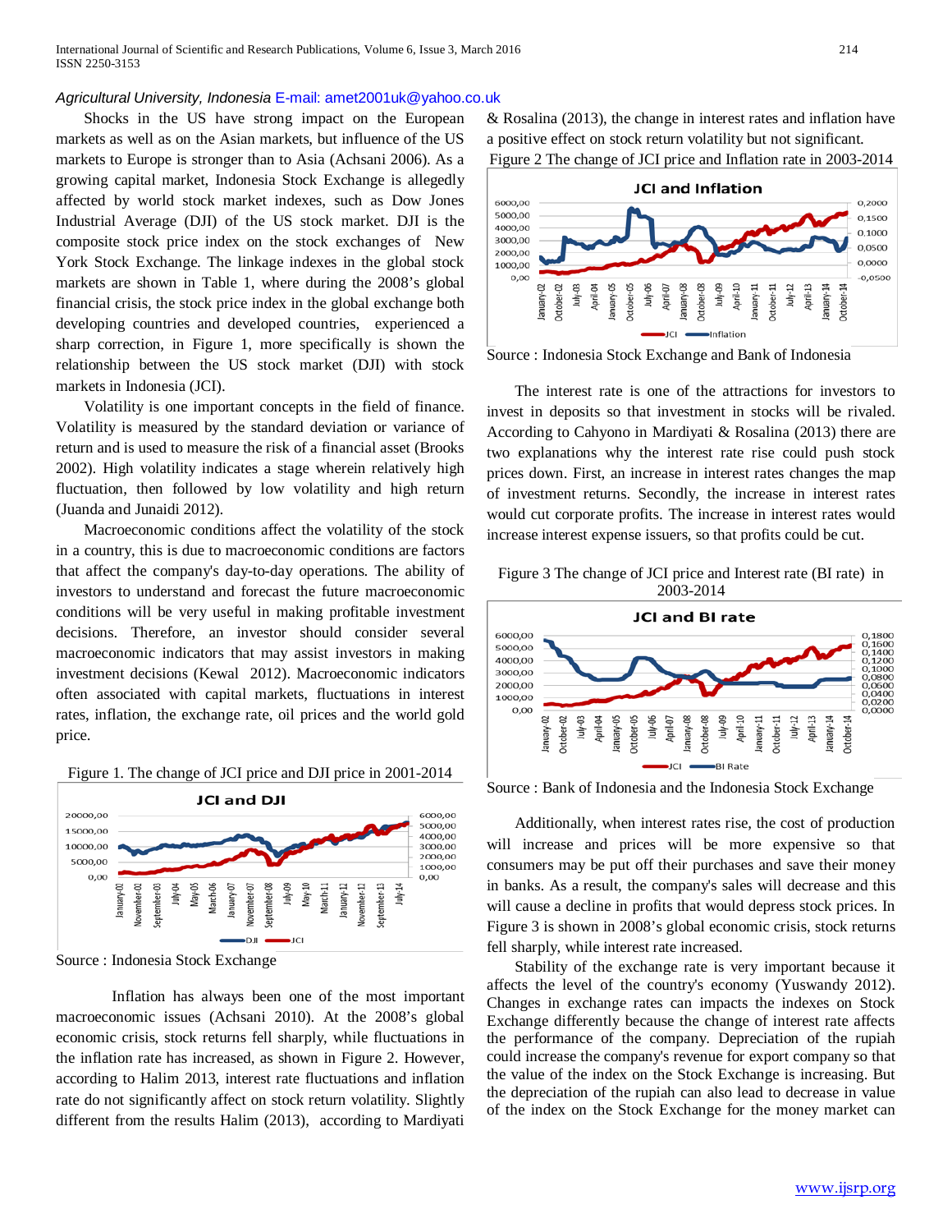*Agricultural University, Indonesia* E-mail: amet2001uk@yahoo.co.uk

Shocks in the US have strong impact on the European markets as well as on the Asian markets, but influence of the US markets to Europe is stronger than to Asia (Achsani 2006). As a growing capital market, Indonesia Stock Exchange is allegedly affected by world stock market indexes, such as Dow Jones Industrial Average (DJI) of the US stock market. DJI is the composite stock price index on the stock exchanges of New York Stock Exchange. The linkage indexes in the global stock markets are shown in Table 1, where during the 2008's global financial crisis, the stock price index in the global exchange both developing countries and developed countries, experienced a sharp correction, in Figure 1, more specifically is shown the relationship between the US stock market (DJI) with stock markets in Indonesia (JCI).

Volatility is one important concepts in the field of finance. Volatility is measured by the standard deviation or variance of return and is used to measure the risk of a financial asset (Brooks 2002). High volatility indicates a stage wherein relatively high fluctuation, then followed by low volatility and high return (Juanda and Junaidi 2012).

Macroeconomic conditions affect the volatility of the stock in a country, this is due to macroeconomic conditions are factors that affect the company's day-to-day operations. The ability of investors to understand and forecast the future macroeconomic conditions will be very useful in making profitable investment decisions. Therefore, an investor should consider several macroeconomic indicators that may assist investors in making investment decisions (Kewal 2012). Macroeconomic indicators often associated with capital markets, fluctuations in interest rates, inflation, the exchange rate, oil prices and the world gold price.

Figure 1. The change of JCI price and DJI price in 2001-2014

Source : Indonesia Stock Exchange

Inflation has always been one of the most important macroeconomic issues (Achsani 2010). At the 2008's global economic crisis, stock returns fell sharply, while fluctuations in the inflation rate has increased, as shown in Figure 2. However, according to Halim 2013, interest rate fluctuations and inflation rate do not significantly affect on stock return volatility. Slightly different from the results Halim (2013), according to Mardiyati & Rosalina (2013), the change in interest rates and inflation have a positive effect on stock return volatility but not significant.

Figure 2 The change of JCI price and Inflation rate in 2003-2014

Source : Indonesia Stock Exchange and Bank of Indonesia

The interest rate is one of the attractions for investors to invest in deposits so that investment in stocks will be rivaled. According to Cahyono in Mardiyati & Rosalina (2013) there are two explanations why the interest rate rise could push stock prices down. First, an increase in interest rates changes the map of investment returns. Secondly, the increase in interest rates would cut corporate profits. The increase in interest rates would increase interest expense issuers, so that profits could be cut.

Figure 3 The change of JCI price and Interest rate (BI rate) in 2003-2014

Source : Bank of Indonesia and the Indonesia Stock Exchange

Additionally, when interest rates rise, the cost of production will increase and prices will be more expensive so that consumers may be put off their purchases and save their money in banks. As a result, the company's sales will decrease and this will cause a decline in profits that would depress stock prices. In Figure 3 is shown in 2008's global economic crisis, stock returns fell sharply, while interest rate increased.

Stability of the exchange rate is very important because it affects the level of the country's economy (Yuswandy 2012). Changes in exchange rates can impacts the indexes on Stock Exchange differently because the change of interest rate affects the performance of the company. Depreciation of the rupiah could increase the company's revenue for export company so that the value of the index on the Stock Exchange is increasing. But the depreciation of the rupiah can also lead to decrease in value of the index on the Stock Exchange for the money market can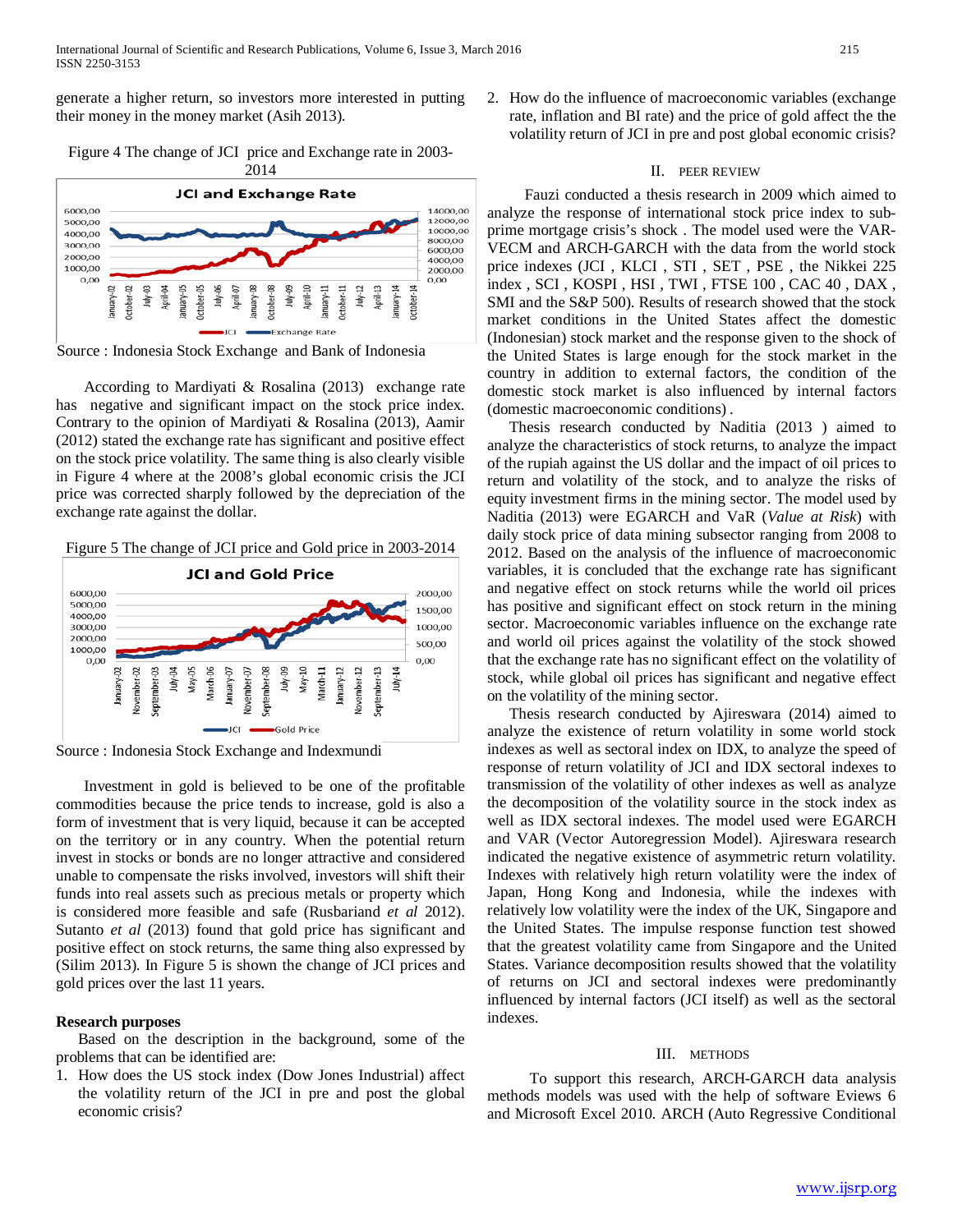generate a higher return, so investors more interested in putting their money in the money market (Asih 2013).

Figure 4 The change of JCI price and Exchange rate in 2003-2014

Source : Indonesia Stock Exchange and Bank of Indonesia

According to Mardiyati & Rosalina (2013) exchange rate has negative and significant impact on the stock price index. Contrary to the opinion of Mardiyati & Rosalina (2013), Aamir (2012) stated the exchange rate has significant and positive effect on the stock price volatility. The same thing is also clearly visible in Figure 4 where at the 2008's global economic crisis the JCI price was corrected sharply followed by the depreciation of the exchange rate against the dollar.

Figure 5 The change of JCI price and Gold price in 2003-2014

Source : Indonesia Stock Exchange and Indexmundi

Investment in gold is believed to be one of the profitable commodities because the price tends to increase, gold is also a form of investment that is very liquid, because it can be accepted on the territory or in any country. When the potential return invest in stocks or bonds are no longer attractive and considered unable to compensate the risks involved, investors will shift their funds into real assets such as precious metals or property which is considered more feasible and safe (Rusbariand *et al* 2012). Sutanto *et al* (2013) found that gold price has significant and positive effect on stock returns, the same thing also expressed by (Silim 2013). In Figure 5 is shown the change of JCI prices and gold prices over the last 11 years.

**Research purposes**

Based on the description in the background, some of the problems that can be identified are:

1. How does the US stock index (Dow Jones Industrial) affect the volatility return of the JCI in pre and post the global economic crisis?
2. How do the influence of macroeconomic variables (exchange rate, inflation and BI rate) and the price of gold affect the the volatility return of JCI in pre and post global economic crisis?

## II. Peer Review

Fauzi conducted a thesis research in 2009 which aimed to analyze the response of international stock price index to sub-prime mortgage crisis's shock . The model used were the VAR-VECM and ARCH-GARCH with the data from the world stock price indexes (JCI , KLCI , STI , SET , PSE , the Nikkei 225 index , SCI , KOSPI , HSI , TWI , FTSE 100 , CAC 40 , DAX , SMI and the S&P 500). Results of research showed that the stock market conditions in the United States affect the domestic (Indonesian) stock market and the response given to the shock of the United States is large enough for the stock market in the country in addition to external factors, the condition of the domestic stock market is also influenced by internal factors (domestic macroeconomic conditions) .

Thesis research conducted by Naditia (2013 ) aimed to analyze the characteristics of stock returns, to analyze the impact of the rupiah against the US dollar and the impact of oil prices to return and volatility of the stock, and to analyze the risks of equity investment firms in the mining sector. The model used by Naditia (2013) were EGARCH and VaR (*Value at Risk*) with daily stock price of data mining subsector ranging from 2008 to 2012. Based on the analysis of the influence of macroeconomic variables, it is concluded that the exchange rate has significant and negative effect on stock returns while the world oil prices has positive and significant effect on stock return in the mining sector. Macroeconomic variables influence on the exchange rate and world oil prices against the volatility of the stock showed that the exchange rate has no significant effect on the volatility of stock, while global oil prices has significant and negative effect on the volatility of the mining sector.

Thesis research conducted by Ajireswara (2014) aimed to analyze the existence of return volatility in some world stock indexes as well as sectoral index on IDX, to analyze the speed of response of return volatility of JCI and IDX sectoral indexes to transmission of the volatility of other indexes as well as analyze the decomposition of the volatility source in the stock index as well as IDX sectoral indexes. The model used were EGARCH and VAR (Vector Autoregression Model). Ajireswara research indicated the negative existence of asymmetric return volatility. Indexes with relatively high return volatility were the index of Japan, Hong Kong and Indonesia, while the indexes with relatively low volatility were the index of the UK, Singapore and the United States. The impulse response function test showed that the greatest volatility came from Singapore and the United States. Variance decomposition results showed that the volatility of returns on JCI and sectoral indexes were predominantly influenced by internal factors (JCI itself) as well as the sectoral indexes.

## III. Methods

To support this research, ARCH-GARCH data analysis methods models was used with the help of software Eviews 6 and Microsoft Excel 2010. ARCH (Auto Regressive Conditional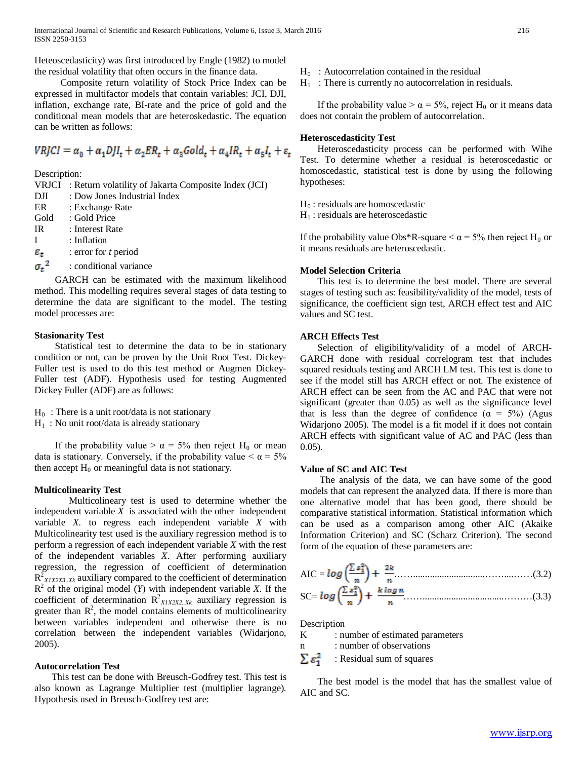Heteoscedasticity) was first introduced by Engle (1982) to model the residual volatility that often occurs in the finance data.

Composite return volatility of Stock Price Index can be expressed in multifactor models that contain variables: JCI, DJI, inflation, exchange rate, BI-rate and the price of gold and the conditional mean models that are heteroskedastic. The equation can be written as follows:

$$VRJCI = \alpha_0 + \alpha_1 DJI_t + \alpha_2 ER_t + \alpha_3 Gold_t + \alpha_4 IR_t + \alpha_5 I_t + \varepsilon_t$$

Description:

VRJCI : Return volatility of Jakarta Composite Index (JCI)
DJI : Dow Jones Industrial Index
ER : Exchange Rate
Gold : Gold Price
IR : Interest Rate
I : Inflation
$\varepsilon_t$ : error for *t* period
$\sigma_t^2$ : conditional variance

GARCH can be estimated with the maximum likelihood method. This modelling requires several stages of data testing to determine the data are significant to the model. The testing model processes are:

**Stasionarity Test**

Statistical test to determine the data to be in stationary condition or not, can be proven by the Unit Root Test. Dickey-Fuller test is used to do this test method or Augmen Dickey-Fuller test (ADF). Hypothesis used for testing Augmented Dickey Fuller (ADF) are as follows:

$H_0$ : There is a unit root/data is not stationary
$H_1$ : No unit root/data is already stationary

If the probability value > $\alpha$ = 5% then reject $H_0$ or mean data is stationary. Conversely, if the probability value < $\alpha$ = 5% then accept $H_0$ or meaningful data is not stationary.

**Multicolinearity Test**

Multicolineary test is used to determine whether the independent variable *X* is associated with the other independent variable *X*. to regress each independent variable *X* with Multicolinearity test used is the auxiliary regression method is to perform a regression of each independent variable *X* with the rest of the independent variables *X*. After performing auxiliary regression, the regression of coefficient of determination $R^2_{X1X2X3..Xk}$ auxiliary compared to the coefficient of determination $R^2$ of the original model (*Y*) with independent variable *X*. If the coefficient of determination $R^2_{X1X2X2..Xk}$ auxiliary regression is greater than $R^2$, the model contains elements of multicolinearity between variables independent and otherwise there is no correlation between the independent variables (Widarjono, 2005).

**Autocorrelation Test**

This test can be done with Breusch-Godfrey test. This test is also known as Lagrange Multiplier test (multiplier lagrange). Hypothesis used in Breusch-Godfrey test are:

$H_0$ : Autocorrelation contained in the residual
$H_1$ : There is currently no autocorrelation in residuals.

If the probability value > $\alpha$ = 5%, reject $H_0$ or it means data does not contain the problem of autocorrelation.

**Heteroscedasticity Test**

Heteroscedasticity process can be performed with Wihe Test. To determine whether a residual is heteroscedastic or homoscedastic, statistical test is done by using the following hypotheses:

$H_0$ : residuals are homoscedastic
$H_1$ : residuals are heteroscedastic

If the probability value Obs*R-square < $\alpha$ = 5% then reject $H_0$ or it means residuals are heteroscedastic.

**Model Selection Criteria**

This test is to determine the best model. There are several stages of testing such as: feasibility/validity of the model, tests of significance, the coefficient sign test, ARCH effect test and AIC values and SC test.

**ARCH Effects Test**

Selection of eligibility/validity of a model of ARCH-GARCH done with residual correlogram test that includes squared residuals testing and ARCH LM test. This test is done to see if the model still has ARCH effect or not. The existence of ARCH effect can be seen from the AC and PAC that were not significant (greater than 0.05) as well as the significance level that is less than the degree of confidence ($\alpha$ = 5%) (Agus Widarjono 2005). The model is a fit model if it does not contain ARCH effects with significant value of AC and PAC (less than 0.05).

**Value of SC and AIC Test**

The analysis of the data, we can have some of the good models that can represent the analyzed data. If there is more than one alternative model that has been good, there should be comparative statistical information. Statistical information which can be used as a comparison among other AIC (Akaike Information Criterion) and SC (Scharz Criterion). The second form of the equation of these parameters are:

$$AIC = \log\left(\frac{\sum \varepsilon_1^2}{n}\right) + \frac{2k}{n} \quad (3.2)$$

$$SC = \log\left(\frac{\sum \varepsilon_1^2}{n}\right) + \frac{k \log n}{n} \quad (3.3)$$

Description

K : number of estimated parameters
n : number of observations
$\sum \varepsilon_1^2$ : Residual sum of squares

The best model is the model that has the smallest value of AIC and SC.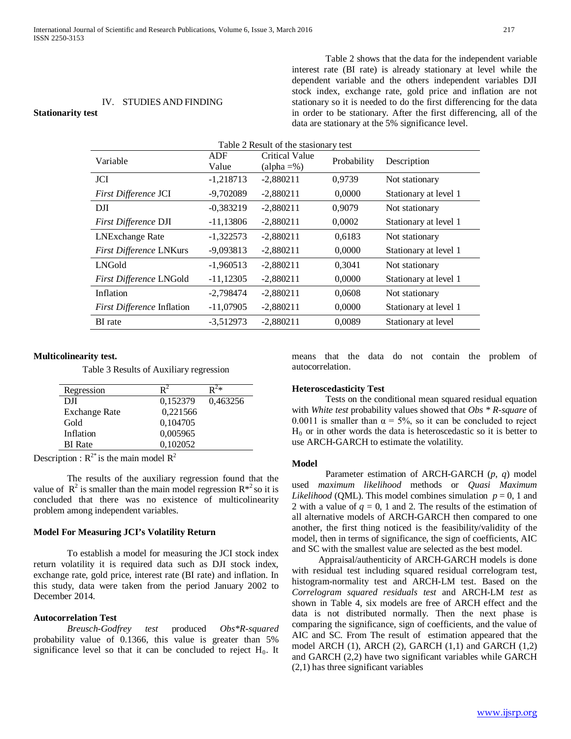## IV. STUDIES AND FINDING

### Stationarity test

Table 2 shows that the data for the independent variable interest rate (BI rate) is already stationary at level while the dependent variable and the others independent variables DJI stock index, exchange rate, gold price and inflation are not stationary so it is needed to do the first differencing for the data in order to be stationary. After the first differencing, all of the data are stationary at the 5% significance level.

Table 2 Result of the stasionary test

| Variable | ADF Value | Critical Value (alpha =%) | Probability | Description |
|---|---|---|---|---|
| JCI | -1,218713 | -2,880211 | 0,9739 | Not stationary |
| *First Difference* JCI | -9,702089 | -2,880211 | 0,0000 | Stationary at level 1 |
| DJI | -0,383219 | -2,880211 | 0,9079 | Not stationary |
| *First Difference* DJI | -11,13806 | -2,880211 | 0,0002 | Stationary at level 1 |
| LNExchange Rate | -1,322573 | -2,880211 | 0,6183 | Not stationary |
| *First Difference* LNKurs | -9,093813 | -2,880211 | 0,0000 | Stationary at level 1 |
| LNGold | -1,960513 | -2,880211 | 0,3041 | Not stationary |
| *First Difference* LNGold | -11,12305 | -2,880211 | 0,0000 | Stationary at level 1 |
| Inflation | -2,798474 | -2,880211 | 0,0608 | Not stationary |
| *First Difference* Inflation | -11,07905 | -2,880211 | 0,0000 | Stationary at level 1 |
| BI rate | -3,512973 | -2,880211 | 0,0089 | Stationary at level |

### Multicolinearity test.

Table 3 Results of Auxiliary regression

| Regression | $R^2$ | $R^2$* |
|---|---|---|
| DJI | 0,152379 | 0,463256 |
| Exchange Rate | 0,221566 | |
| Gold | 0,104705 | |
| Inflation | 0,005965 | |
| BI Rate | 0,102052 | |

Description : $R^{2*}$ is the main model $R^2$

The results of the auxiliary regression found that the value of $R^2$ is smaller than the main model regression $R^{*2}$ so it is concluded that there was no existence of multicolinearity problem among independent variables.

### Model For Measuring JCI's Volatility Return

To establish a model for measuring the JCI stock index return volatility it is required data such as DJI stock index, exchange rate, gold price, interest rate (BI rate) and inflation. In this study, data were taken from the period January 2002 to December 2014.

### Autocorrelation Test

*Breusch-Godfrey test* produced *Obs*R-squared* probability value of 0.1366, this value is greater than 5% significance level so that it can be concluded to reject $H_0$. It means that the data do not contain the problem of autocorrelation.

### Heteroscedasticity Test

Tests on the conditional mean squared residual equation with *White test* probability values showed that *Obs * R-square* of 0.0011 is smaller than $\alpha$ = 5%, so it can be concluded to reject $H_0$ or in other words the data is heteroscedastic so it is better to use ARCH-GARCH to estimate the volatility.

### Model

Parameter estimation of ARCH-GARCH (*p*, *q*) model used *maximum likelihood* methods or *Quasi Maximum Likelihood* (QML). This model combines simulation $p = 0$, 1 and 2 with a value of $q = 0$, 1 and 2. The results of the estimation of all alternative models of ARCH-GARCH then compared to one another, the first thing noticed is the feasibility/validity of the model, then in terms of significance, the sign of coefficients, AIC and SC with the smallest value are selected as the best model.

Appraisal/authenticity of ARCH-GARCH models is done with residual test including squared residual correlogram test, histogram-normality test and ARCH-LM test. Based on the *Correlogram squared residuals test* and ARCH-LM *test* as shown in Table 4, six models are free of ARCH effect and the data is not distributed normally. Then the next phase is comparing the significance, sign of coefficients, and the value of AIC and SC. From The result of estimation appeared that the model ARCH (1), ARCH (2), GARCH (1,1) and GARCH (1,2) and GARCH (2,2) have two significant variables while GARCH (2,1) has three significant variables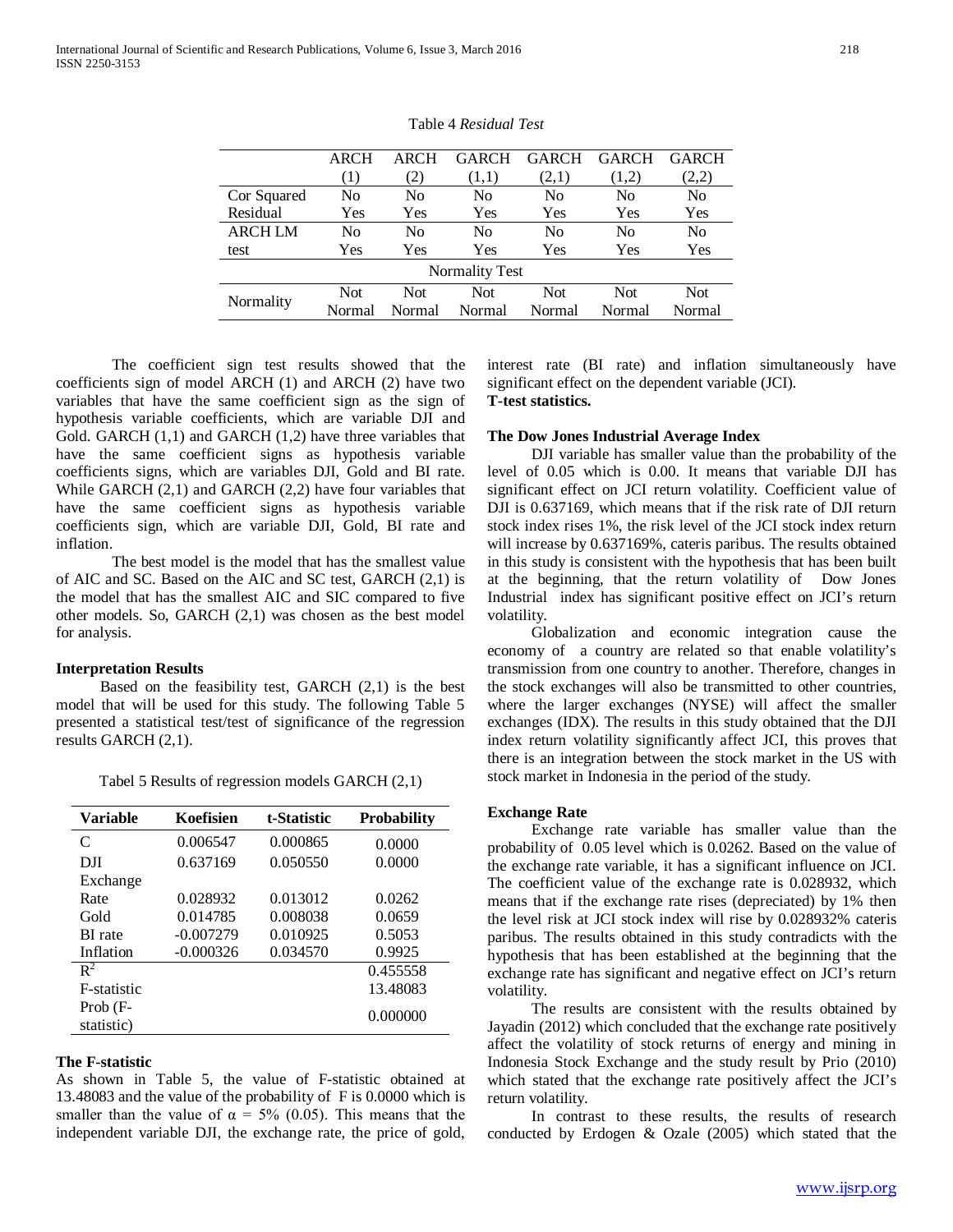Table 4 *Residual Test*

| | ARCH (1) | ARCH (2) | GARCH (1,1) | GARCH (2,1) | GARCH (1,2) | GARCH (2,2) |
|---|---|---|---|---|---|---|
| Cor Squared Residual | No Yes | No Yes | No Yes | No Yes | No Yes | No Yes |
| ARCH LM test | No Yes | No Yes | No Yes | No Yes | No Yes | No Yes |
| Normality Test | | | | | | |
| Normality | Not Normal | Not Normal | Not Normal | Not Normal | Not Normal | Not Normal |

The coefficient sign test results showed that the coefficients sign of model ARCH (1) and ARCH (2) have two variables that have the same coefficient sign as the sign of hypothesis variable coefficients, which are variable DJI and Gold. GARCH (1,1) and GARCH (1,2) have three variables that have the same coefficient signs as hypothesis variable coefficients signs, which are variables DJI, Gold and BI rate. While GARCH (2,1) and GARCH (2,2) have four variables that have the same coefficient signs as hypothesis variable coefficients sign, which are variable DJI, Gold, BI rate and inflation.

The best model is the model that has the smallest value of AIC and SC. Based on the AIC and SC test, GARCH (2,1) is the model that has the smallest AIC and SIC compared to five other models. So, GARCH (2,1) was chosen as the best model for analysis.

**Interpretation Results**

Based on the feasibility test, GARCH (2,1) is the best model that will be used for this study. The following Table 5 presented a statistical test/test of significance of the regression results GARCH (2,1).

Tabel 5 Results of regression models GARCH (2,1)

| Variable | Koefisien | t-Statistic | Probability |
|---|---|---|---|
| C | 0.006547 | 0.000865 | 0.0000 |
| DJI | 0.637169 | 0.050550 | 0.0000 |
| Exchange Rate | 0.028932 | 0.013012 | 0.0262 |
| Gold | 0.014785 | 0.008038 | 0.0659 |
| BI rate | -0.007279 | 0.010925 | 0.5053 |
| Inflation | -0.000326 | 0.034570 | 0.9925 |
| $R^2$ | | | 0.455558 |
| F-statistic | | | 13.48083 |
| Prob (F-statistic) | | | 0.000000 |

**The F-statistic**

As shown in Table 5, the value of F-statistic obtained at 13.48083 and the value of the probability of F is 0.0000 which is smaller than the value of $\alpha$ = 5% (0.05). This means that the independent variable DJI, the exchange rate, the price of gold, interest rate (BI rate) and inflation simultaneously have significant effect on the dependent variable (JCI).

**T-test statistics.**

**The Dow Jones Industrial Average Index**

DJI variable has smaller value than the probability of the level of 0.05 which is 0.00. It means that variable DJI has significant effect on JCI return volatility. Coefficient value of DJI is 0.637169, which means that if the risk rate of DJI return stock index rises 1%, the risk level of the JCI stock index return will increase by 0.637169%, cateris paribus. The results obtained in this study is consistent with the hypothesis that has been built at the beginning, that the return volatility of Dow Jones Industrial index has significant positive effect on JCI's return volatility.

Globalization and economic integration cause the economy of a country are related so that enable volatility's transmission from one country to another. Therefore, changes in the stock exchanges will also be transmitted to other countries, where the larger exchanges (NYSE) will affect the smaller exchanges (IDX). The results in this study obtained that the DJI index return volatility significantly affect JCI, this proves that there is an integration between the stock market in the US with stock market in Indonesia in the period of the study.

**Exchange Rate**

Exchange rate variable has smaller value than the probability of 0.05 level which is 0.0262. Based on the value of the exchange rate variable, it has a significant influence on JCI. The coefficient value of the exchange rate is 0.028932, which means that if the exchange rate rises (depreciated) by 1% then the level risk at JCI stock index will rise by 0.028932% cateris paribus. The results obtained in this study contradicts with the hypothesis that has been established at the beginning that the exchange rate has significant and negative effect on JCI's return volatility.

The results are consistent with the results obtained by Jayadin (2012) which concluded that the exchange rate positively affect the volatility of stock returns of energy and mining in Indonesia Stock Exchange and the study result by Prio (2010) which stated that the exchange rate positively affect the JCI's return volatility.

In contrast to these results, the results of research conducted by Erdogen & Ozale (2005) which stated that the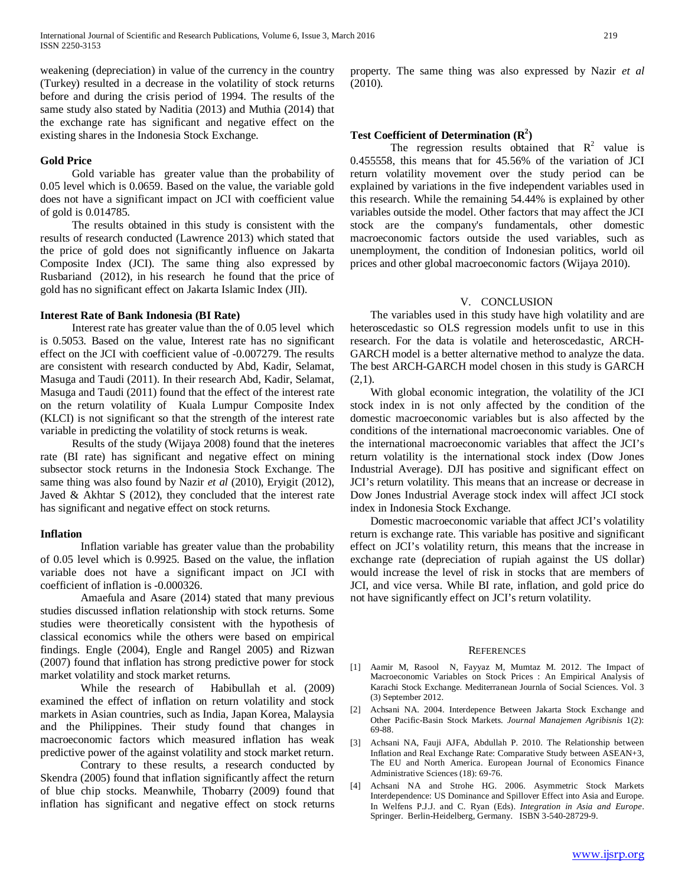weakening (depreciation) in value of the currency in the country (Turkey) resulted in a decrease in the volatility of stock returns before and during the crisis period of 1994. The results of the same study also stated by Naditia (2013) and Muthia (2014) that the exchange rate has significant and negative effect on the existing shares in the Indonesia Stock Exchange.

**Gold Price**

Gold variable has greater value than the probability of 0.05 level which is 0.0659. Based on the value, the variable gold does not have a significant impact on JCI with coefficient value of gold is 0.014785.

The results obtained in this study is consistent with the results of research conducted (Lawrence 2013) which stated that the price of gold does not significantly influence on Jakarta Composite Index (JCI). The same thing also expressed by Rusbariand (2012), in his research he found that the price of gold has no significant effect on Jakarta Islamic Index (JII).

**Interest Rate of Bank Indonesia (BI Rate)**

Interest rate has greater value than the of 0.05 level which is 0.5053. Based on the value, Interest rate has no significant effect on the JCI with coefficient value of -0.007279. The results are consistent with research conducted by Abd, Kadir, Selamat, Masuga and Taudi (2011). In their research Abd, Kadir, Selamat, Masuga and Taudi (2011) found that the effect of the interest rate on the return volatility of Kuala Lumpur Composite Index (KLCI) is not significant so that the strength of the interest rate variable in predicting the volatility of stock returns is weak.

Results of the study (Wijaya 2008) found that the ineteres rate (BI rate) has significant and negative effect on mining subsector stock returns in the Indonesia Stock Exchange. The same thing was also found by Nazir *et al* (2010), Eryigit (2012), Javed & Akhtar S (2012), they concluded that the interest rate has significant and negative effect on stock returns.

**Inflation**

Inflation variable has greater value than the probability of 0.05 level which is 0.9925. Based on the value, the inflation variable does not have a significant impact on JCI with coefficient of inflation is -0.000326.

Amaefula and Asare (2014) stated that many previous studies discussed inflation relationship with stock returns. Some studies were theoretically consistent with the hypothesis of classical economics while the others were based on empirical findings. Engle (2004), Engle and Rangel 2005) and Rizwan (2007) found that inflation has strong predictive power for stock market volatility and stock market returns.

While the research of Habibullah et al. (2009) examined the effect of inflation on return volatility and stock markets in Asian countries, such as India, Japan Korea, Malaysia and the Philippines. Their study found that changes in macroeconomic factors which measured inflation has weak predictive power of the against volatility and stock market return.

Contrary to these results, a research conducted by Skendra (2005) found that inflation significantly affect the return of blue chip stocks. Meanwhile, Thobarry (2009) found that inflation has significant and negative effect on stock returns property. The same thing was also expressed by Nazir *et al* (2010).

**Test Coefficient of Determination ($R^2$)**

The regression results obtained that $R^2$ value is 0.455558, this means that for 45.56% of the variation of JCI return volatility movement over the study period can be explained by variations in the five independent variables used in this research. While the remaining 54.44% is explained by other variables outside the model. Other factors that may affect the JCI stock are the company's fundamentals, other domestic macroeconomic factors outside the used variables, such as unemployment, the condition of Indonesian politics, world oil prices and other global macroeconomic factors (Wijaya 2010).

## V. CONCLUSION

The variables used in this study have high volatility and are heteroscedastic so OLS regression models unfit to use in this research. For the data is volatile and heteroscedastic, ARCH-GARCH model is a better alternative method to analyze the data. The best ARCH-GARCH model chosen in this study is GARCH (2,1).

With global economic integration, the volatility of the JCI stock index in is not only affected by the condition of the domestic macroeconomic variables but is also affected by the conditions of the international macroeconomic variables. One of the international macroeconomic variables that affect the JCI's return volatility is the international stock index (Dow Jones Industrial Average). DJI has positive and significant effect on JCI's return volatility. This means that an increase or decrease in Dow Jones Industrial Average stock index will affect JCI stock index in Indonesia Stock Exchange.

Domestic macroeconomic variable that affect JCI's volatility return is exchange rate. This variable has positive and significant effect on JCI's volatility return, this means that the increase in exchange rate (depreciation of rupiah against the US dollar) would increase the level of risk in stocks that are members of JCI, and vice versa. While BI rate, inflation, and gold price do not have significantly effect on JCI's return volatility.

## REFERENCES

[1] Aamir M, Rasool N, Fayyaz M, Mumtaz M. 2012. The Impact of Macroeconomic Variables on Stock Prices : An Empirical Analysis of Karachi Stock Exchange. Mediterranean Journla of Social Sciences. Vol. 3 (3) September 2012.

[2] Achsani NA. 2004. Interdepence Between Jakarta Stock Exchange and Other Pacific-Basin Stock Markets. *Journal Manajemen Agribisnis* 1(2): 69-88.

[3] Achsani NA, Fauji AJFA, Abdullah P. 2010. The Relationship between Inflation and Real Exchange Rate: Comparative Study between ASEAN+3, The EU and North America. European Journal of Economics Finance Administrative Sciences (18): 69-76.

[4] Achsani NA and Strohe HG. 2006. Asymmetric Stock Markets Interdependence: US Dominance and Spillover Effect into Asia and Europe. In Welfens P.J.J. and C. Ryan (Eds). *Integration in Asia and Europe*. Springer. Berlin-Heidelberg, Germany. ISBN 3-540-28729-9.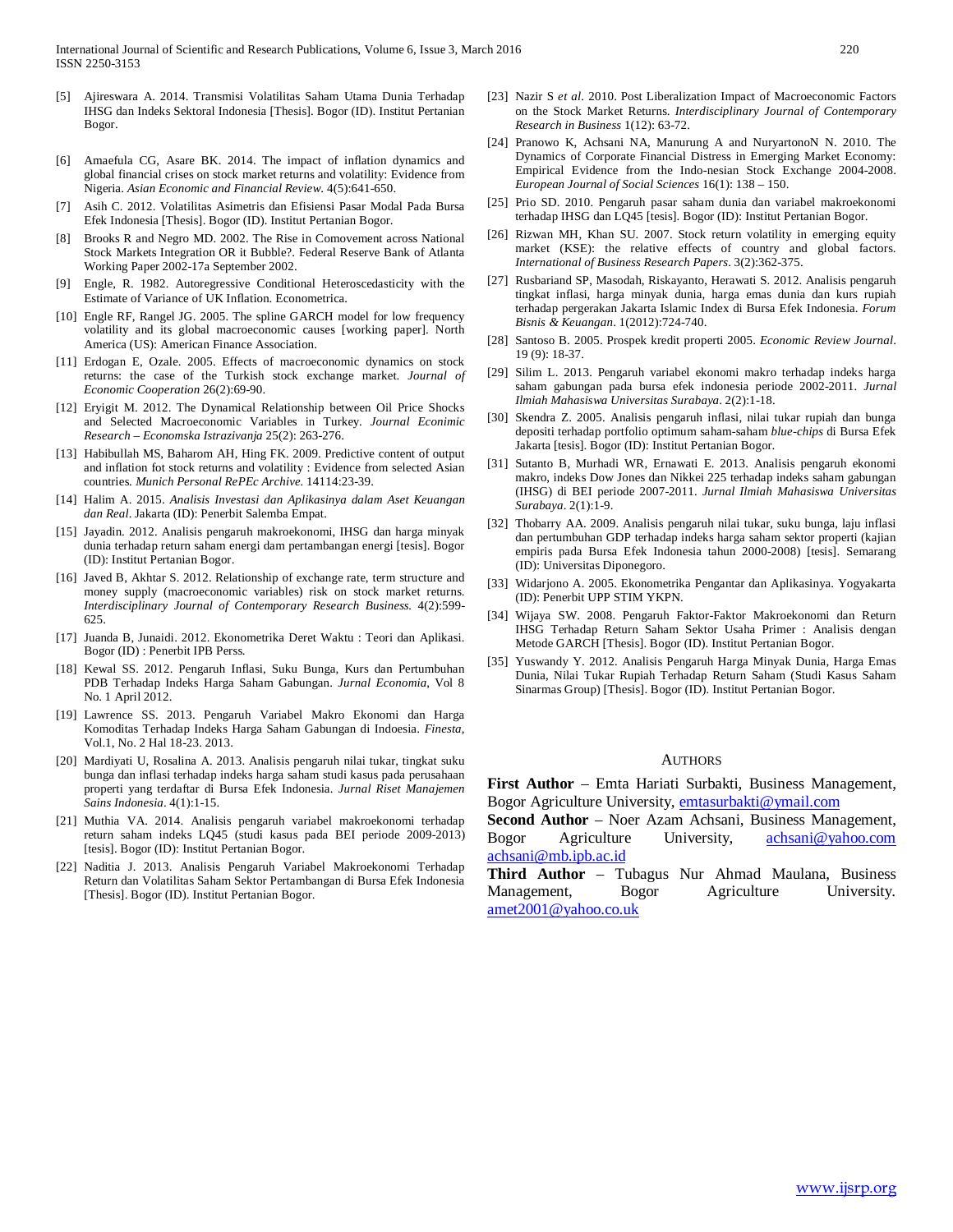[5] Ajireswara A. 2014. Transmisi Volatilitas Saham Utama Dunia Terhadap IHSG dan Indeks Sektoral Indonesia [Thesis]. Bogor (ID). Institut Pertanian Bogor.

[6] Amaefula CG, Asare BK. 2014. The impact of inflation dynamics and global financial crises on stock market returns and volatility: Evidence from Nigeria. *Asian Economic and Financial Review.* 4(5):641-650.

[7] Asih C. 2012. Volatilitas Asimetris dan Efisiensi Pasar Modal Pada Bursa Efek Indonesia [Thesis]. Bogor (ID). Institut Pertanian Bogor.

[8] Brooks R and Negro MD. 2002. The Rise in Comovement across National Stock Markets Integration OR it Bubble?. Federal Reserve Bank of Atlanta Working Paper 2002-17a September 2002.

[9] Engle, R. 1982. Autoregressive Conditional Heteroscedasticity with the Estimate of Variance of UK Inflation. Econometrica.

[10] Engle RF, Rangel JG. 2005. The spline GARCH model for low frequency volatility and its global macroeconomic causes [working paper]. North America (US): American Finance Association.

[11] Erdogan E, Ozale. 2005. Effects of macroeconomic dynamics on stock returns: the case of the Turkish stock exchange market. *Journal of Economic Cooperation* 26(2):69-90.

[12] Eryigit M. 2012. The Dynamical Relationship between Oil Price Shocks and Selected Macroeconomic Variables in Turkey. *Journal Econimic Research – Economska Istrazivanja* 25(2): 263-276.

[13] Habibullah MS, Baharom AH, Hing FK. 2009. Predictive content of output and inflation fot stock returns and volatility : Evidence from selected Asian countries. *Munich Personal RePEc Archive.* 14114:23-39.

[14] Halim A. 2015. *Analisis Investasi dan Aplikasinya dalam Aset Keuangan dan Real*. Jakarta (ID): Penerbit Salemba Empat.

[15] Jayadin. 2012. Analisis pengaruh makroekonomi, IHSG dan harga minyak dunia terhadap return saham energi dam pertambangan energi [tesis]. Bogor (ID): Institut Pertanian Bogor.

[16] Javed B, Akhtar S. 2012. Relationship of exchange rate, term structure and money supply (macroeconomic variables) risk on stock market returns. *Interdisciplinary Journal of Contemporary Research Business.* 4(2):599-625.

[17] Juanda B, Junaidi. 2012. Ekonometrika Deret Waktu : Teori dan Aplikasi. Bogor (ID) : Penerbit IPB Perss.

[18] Kewal SS. 2012. Pengaruh Inflasi, Suku Bunga, Kurs dan Pertumbuhan PDB Terhadap Indeks Harga Saham Gabungan. *Jurnal Economia*, Vol 8 No. 1 April 2012.

[19] Lawrence SS. 2013. Pengaruh Variabel Makro Ekonomi dan Harga Komoditas Terhadap Indeks Harga Saham Gabungan di Indoesia. *Finesta*, Vol.1, No. 2 Hal 18-23. 2013.

[20] Mardiyati U, Rosalina A. 2013. Analisis pengaruh nilai tukar, tingkat suku bunga dan inflasi terhadap indeks harga saham studi kasus pada perusahaan properti yang terdaftar di Bursa Efek Indonesia. *Jurnal Riset Manajemen Sains Indonesia*. 4(1):1-15.

[21] Muthia VA. 2014. Analisis pengaruh variabel makroekonomi terhadap return saham indeks LQ45 (studi kasus pada BEI periode 2009-2013) [tesis]. Bogor (ID): Institut Pertanian Bogor.

[22] Naditia J. 2013. Analisis Pengaruh Variabel Makroekonomi Terhadap Return dan Volatilitas Saham Sektor Pertambangan di Bursa Efek Indonesia [Thesis]. Bogor (ID). Institut Pertanian Bogor.

[23] Nazir S *et al*. 2010. Post Liberalization Impact of Macroeconomic Factors on the Stock Market Returns. *Interdisciplinary Journal of Contemporary Research in Business* 1(12): 63-72.

[24] Pranowo K, Achsani NA, Manurung A and NuryartonoN N. 2010. The Dynamics of Corporate Financial Distress in Emerging Market Economy: Empirical Evidence from the Indo-nesian Stock Exchange 2004-2008. *European Journal of Social Sciences* 16(1): 138 – 150.

[25] Prio SD. 2010. Pengaruh pasar saham dunia dan variabel makroekonomi terhadap IHSG dan LQ45 [tesis]. Bogor (ID): Institut Pertanian Bogor.

[26] Rizwan MH, Khan SU. 2007. Stock return volatility in emerging equity market (KSE): the relative effects of country and global factors. *International of Business Research Papers*. 3(2):362-375.

[27] Rusbariand SP, Masodah, Riskayanto, Herawati S. 2012. Analisis pengaruh tingkat inflasi, harga minyak dunia, harga emas dunia dan kurs rupiah terhadap pergerakan Jakarta Islamic Index di Bursa Efek Indonesia. *Forum Bisnis & Keuangan*. 1(2012):724-740.

[28] Santoso B. 2005. Prospek kredit properti 2005. *Economic Review Journal*. 19 (9): 18-37.

[29] Silim L. 2013. Pengaruh variabel ekonomi makro terhadap indeks harga saham gabungan pada bursa efek indonesia periode 2002-2011. *Jurnal Ilmiah Mahasiswa Universitas Surabaya*. 2(2):1-18.

[30] Skendra Z. 2005. Analisis pengaruh inflasi, nilai tukar rupiah dan bunga depositi terhadap portfolio optimum saham-saham *blue-chips* di Bursa Efek Jakarta [tesis]. Bogor (ID): Institut Pertanian Bogor.

[31] Sutanto B, Murhadi WR, Ernawati E. 2013. Analisis pengaruh ekonomi makro, indeks Dow Jones dan Nikkei 225 terhadap indeks saham gabungan (IHSG) di BEI periode 2007-2011. *Jurnal Ilmiah Mahasiswa Universitas Surabaya*. 2(1):1-9.

[32] Thobarry AA. 2009. Analisis pengaruh nilai tukar, suku bunga, laju inflasi dan pertumbuhan GDP terhadap indeks harga saham sektor properti (kajian empiris pada Bursa Efek Indonesia tahun 2000-2008) [tesis]. Semarang (ID): Universitas Diponegoro.

[33] Widarjono A. 2005. Ekonometrika Pengantar dan Aplikasinya. Yogyakarta (ID): Penerbit UPP STIM YKPN.

[34] Wijaya SW. 2008. Pengaruh Faktor-Faktor Makroekonomi dan Return IHSG Terhadap Return Saham Sektor Usaha Primer : Analisis dengan Metode GARCH [Thesis]. Bogor (ID). Institut Pertanian Bogor.

[35] Yuswandy Y. 2012. Analisis Pengaruh Harga Minyak Dunia, Harga Emas Dunia, Nilai Tukar Rupiah Terhadap Return Saham (Studi Kasus Saham Sinarmas Group) [Thesis]. Bogor (ID). Institut Pertanian Bogor.

## AUTHORS

**First Author** – Emta Hariati Surbakti, Business Management, Bogor Agriculture University, emtasurbakti@ymail.com

**Second Author** – Noer Azam Achsani, Business Management, Bogor Agriculture University, achsani@yahoo.com achsani@mb.ipb.ac.id

**Third Author** – Tubagus Nur Ahmad Maulana, Business Management, Bogor Agriculture University. amet2001@yahoo.co.uk